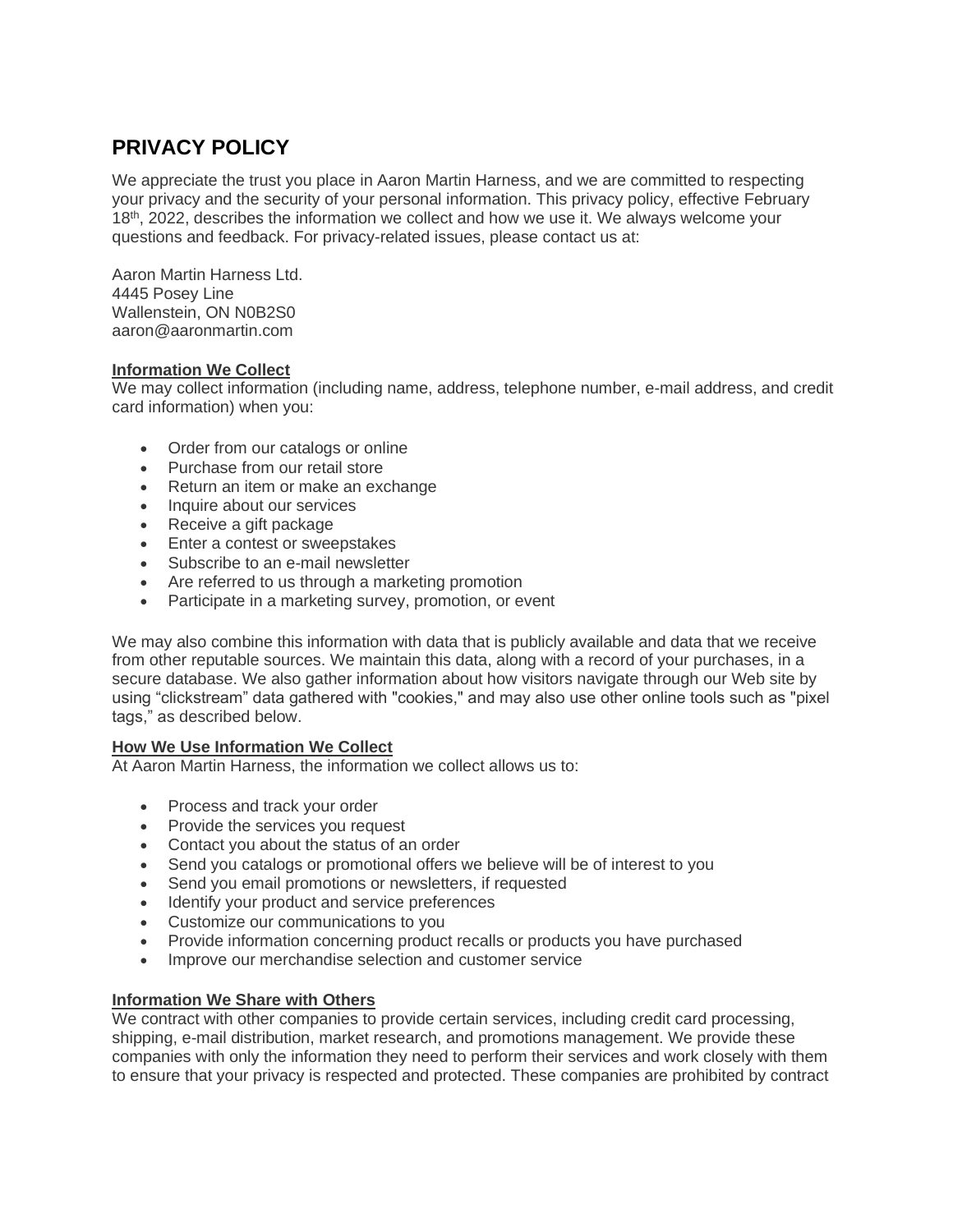# PRIVACY POLICY

We appreciate the trust you place in Aaron Martin Harness, and we are committed to respecting your privacy and the security of your personal information. This privacy policy, effective February 18th, 2022, describes the information we collect and how we use it. We always welcome your questions and feedback. For privacy-related issues, please contact us at:

Aaron Martin Harness Ltd.
4445 Posey Line
Wallenstein, ON N0B2S0
aaron@aaronmartin.com

**Information We Collect**

We may collect information (including name, address, telephone number, e-mail address, and credit card information) when you:

- Order from our catalogs or online
- Purchase from our retail store
- Return an item or make an exchange
- Inquire about our services
- Receive a gift package
- Enter a contest or sweepstakes
- Subscribe to an e-mail newsletter
- Are referred to us through a marketing promotion
- Participate in a marketing survey, promotion, or event

We may also combine this information with data that is publicly available and data that we receive from other reputable sources. We maintain this data, along with a record of your purchases, in a secure database. We also gather information about how visitors navigate through our Web site by using "clickstream" data gathered with "cookies," and may also use other online tools such as "pixel tags," as described below.

**How We Use Information We Collect**

At Aaron Martin Harness, the information we collect allows us to:

- Process and track your order
- Provide the services you request
- Contact you about the status of an order
- Send you catalogs or promotional offers we believe will be of interest to you
- Send you email promotions or newsletters, if requested
- Identify your product and service preferences
- Customize our communications to you
- Provide information concerning product recalls or products you have purchased
- Improve our merchandise selection and customer service

**Information We Share with Others**

We contract with other companies to provide certain services, including credit card processing, shipping, e-mail distribution, market research, and promotions management. We provide these companies with only the information they need to perform their services and work closely with them to ensure that your privacy is respected and protected. These companies are prohibited by contract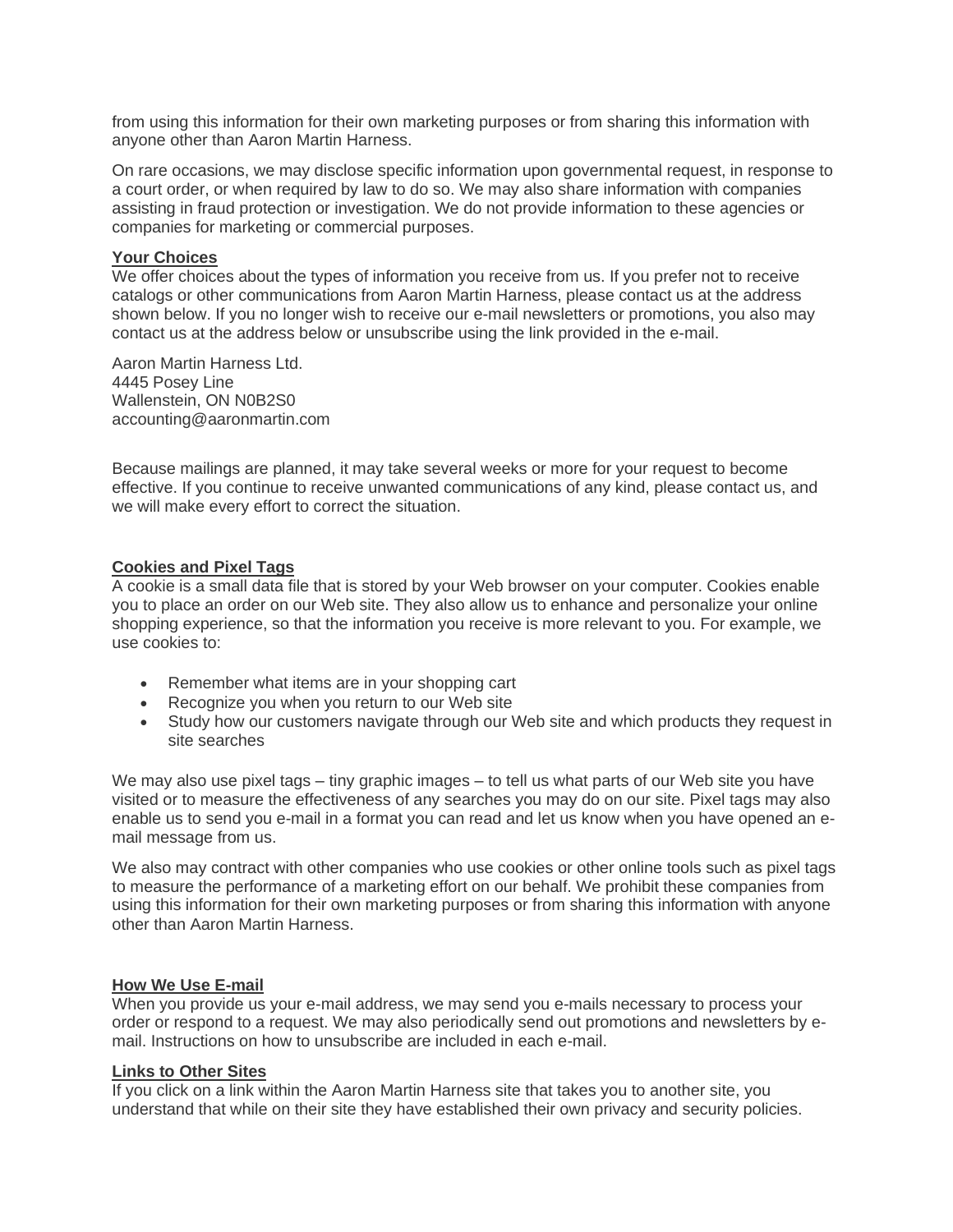from using this information for their own marketing purposes or from sharing this information with anyone other than Aaron Martin Harness.

On rare occasions, we may disclose specific information upon governmental request, in response to a court order, or when required by law to do so. We may also share information with companies assisting in fraud protection or investigation. We do not provide information to these agencies or companies for marketing or commercial purposes.

**Your Choices**

We offer choices about the types of information you receive from us. If you prefer not to receive catalogs or other communications from Aaron Martin Harness, please contact us at the address shown below. If you no longer wish to receive our e-mail newsletters or promotions, you also may contact us at the address below or unsubscribe using the link provided in the e-mail.

Aaron Martin Harness Ltd.
4445 Posey Line
Wallenstein, ON N0B2S0
accounting@aaronmartin.com

Because mailings are planned, it may take several weeks or more for your request to become effective. If you continue to receive unwanted communications of any kind, please contact us, and we will make every effort to correct the situation.

**Cookies and Pixel Tags**

A cookie is a small data file that is stored by your Web browser on your computer. Cookies enable you to place an order on our Web site. They also allow us to enhance and personalize your online shopping experience, so that the information you receive is more relevant to you. For example, we use cookies to:

- Remember what items are in your shopping cart
- Recognize you when you return to our Web site
- Study how our customers navigate through our Web site and which products they request in site searches

We may also use pixel tags – tiny graphic images – to tell us what parts of our Web site you have visited or to measure the effectiveness of any searches you may do on our site. Pixel tags may also enable us to send you e-mail in a format you can read and let us know when you have opened an e-mail message from us.

We also may contract with other companies who use cookies or other online tools such as pixel tags to measure the performance of a marketing effort on our behalf. We prohibit these companies from using this information for their own marketing purposes or from sharing this information with anyone other than Aaron Martin Harness.

**How We Use E-mail**

When you provide us your e-mail address, we may send you e-mails necessary to process your order or respond to a request. We may also periodically send out promotions and newsletters by e-mail. Instructions on how to unsubscribe are included in each e-mail.

**Links to Other Sites**

If you click on a link within the Aaron Martin Harness site that takes you to another site, you understand that while on their site they have established their own privacy and security policies.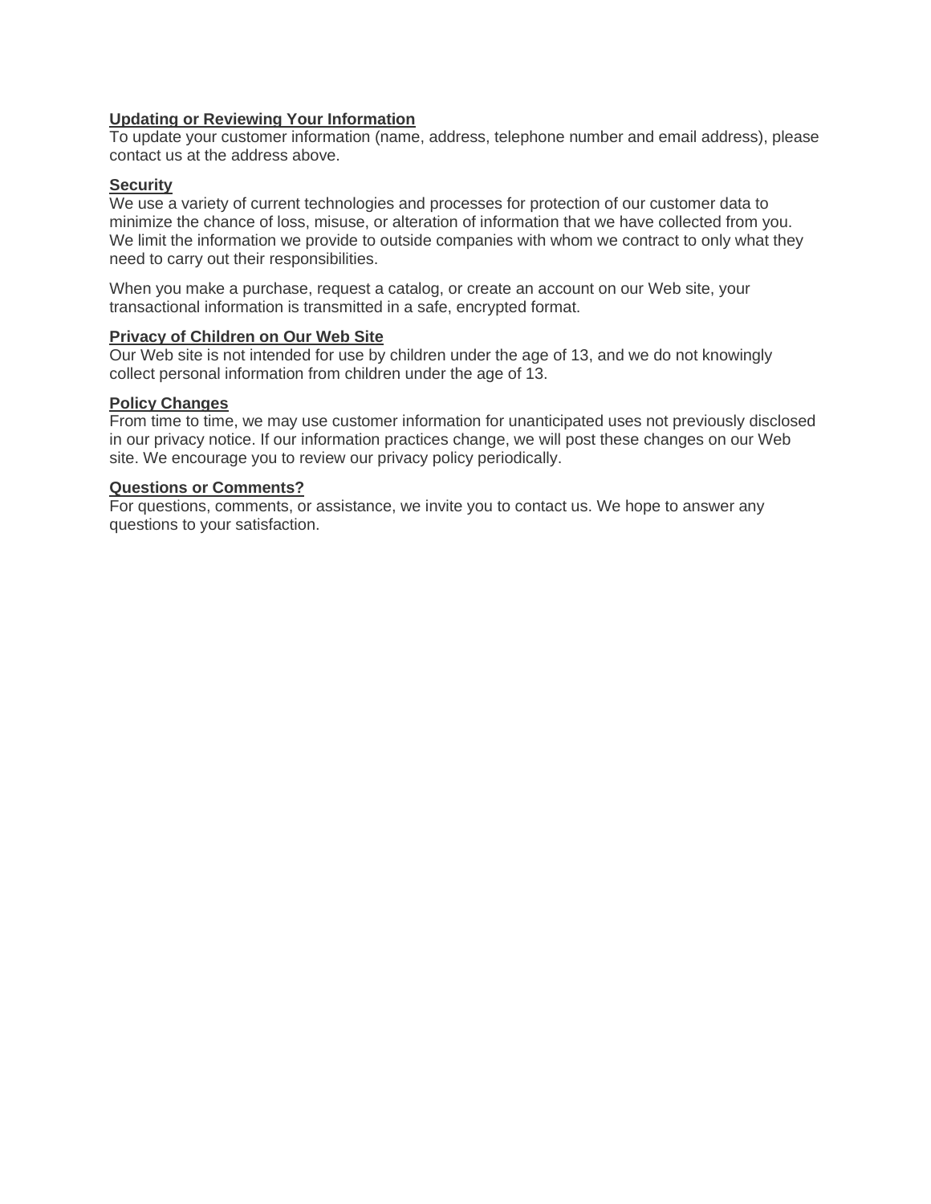**Updating or Reviewing Your Information**

To update your customer information (name, address, telephone number and email address), please contact us at the address above.

**Security**

We use a variety of current technologies and processes for protection of our customer data to minimize the chance of loss, misuse, or alteration of information that we have collected from you. We limit the information we provide to outside companies with whom we contract to only what they need to carry out their responsibilities.

When you make a purchase, request a catalog, or create an account on our Web site, your transactional information is transmitted in a safe, encrypted format.

**Privacy of Children on Our Web Site**

Our Web site is not intended for use by children under the age of 13, and we do not knowingly collect personal information from children under the age of 13.

**Policy Changes**

From time to time, we may use customer information for unanticipated uses not previously disclosed in our privacy notice. If our information practices change, we will post these changes on our Web site. We encourage you to review our privacy policy periodically.

**Questions or Comments?**

For questions, comments, or assistance, we invite you to contact us. We hope to answer any questions to your satisfaction.